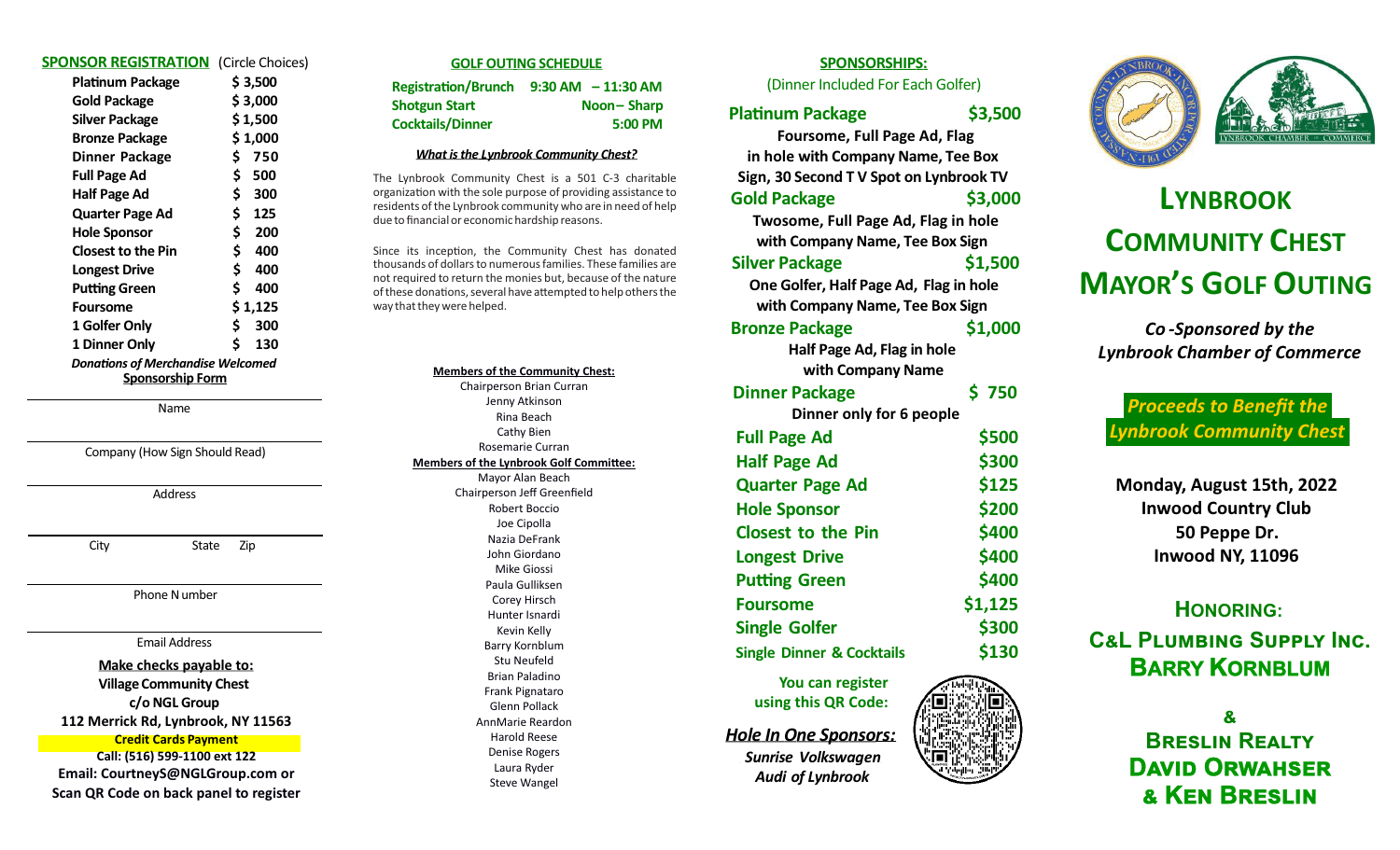## SPONSOR REGISTRATION (Circle Choices)

| | |
|---|---|
| **Platinum Package** | **$ 3,500** |
| **Gold Package** | **$ 3,000** |
| **Silver Package** | **$ 1,500** |
| **Bronze Package** | **$ 1,000** |
| **Dinner Package** | **$ 750** |
| **Full Page Ad** | **$ 500** |
| **Half Page Ad** | **$ 300** |
| **Quarter Page Ad** | **$ 125** |
| **Hole Sponsor** | **$ 200** |
| **Closest to the Pin** | **$ 400** |
| **Longest Drive** | **$ 400** |
| **Putting Green** | **$ 400** |
| **Foursome** | **$ 1,125** |
| **1 Golfer Only** | **$ 300** |
| **1 Dinner Only** | **$ 130** |

***Donations of Merchandise Welcomed***

**Sponsorship Form**

Name

Company (How Sign Should Read)

Address

City State Zip

Phone Number

Email Address

**Make checks payable to:**
**Village Community Chest**
**c/o NGL Group**
**112 Merrick Rd, Lynbrook, NY 11563**

**Credit Cards Payment**
**Call: (516) 599-1100 ext 122**
**Email: CourtneyS@NGLGroup.com or**
**Scan QR Code on back panel to register**

## GOLF OUTING SCHEDULE

| | |
|---|---|
| **Registration/Brunch** | **9:30 AM – 11:30 AM** |
| **Shotgun Start** | **Noon– Sharp** |
| **Cocktails/Dinner** | **5:00 PM** |

***What is the Lynbrook Community Chest?***

The Lynbrook Community Chest is a 501 C-3 charitable organization with the sole purpose of providing assistance to residents of the Lynbrook community who are in need of help due to financial or economic hardship reasons.

Since its inception, the Community Chest has donated thousands of dollars to numerous families. These families are not required to return the monies but, because of the nature of these donations, several have attempted to help others the way that they were helped.

**Members of the Community Chest:**
Chairperson Brian Curran
Jenny Atkinson
Rina Beach
Cathy Bien
Rosemarie Curran

**Members of the Lynbrook Golf Committee:**
Mayor Alan Beach
Chairperson Jeff Greenfield
Robert Boccio
Joe Cipolla
Nazia DeFrank
John Giordano
Mike Giossi
Paula Gulliksen
Corey Hirsch
Hunter Isnardi
Kevin Kelly
Barry Kornblum
Stu Neufeld
Brian Paladino
Frank Pignataro
Glenn Pollack
AnnMarie Reardon
Harold Reese
Denise Rogers
Laura Ryder
Steve Wangel

## SPONSORSHIPS:
(Dinner Included For Each Golfer)

**Platinum Package $3,500**
**Foursome, Full Page Ad, Flag in hole with Company Name, Tee Box Sign, 30 Second T V Spot on Lynbrook TV**

**Gold Package $3,000**
**Twosome, Full Page Ad, Flag in hole with Company Name, Tee Box Sign**

**Silver Package $1,500**
**One Golfer, Half Page Ad, Flag in hole with Company Name, Tee Box Sign**

**Bronze Package $1,000**
**Half Page Ad, Flag in hole with Company Name**

**Dinner Package $ 750**
**Dinner only for 6 people**

| | |
|---|---|
| **Full Page Ad** | **$500** |
| **Half Page Ad** | **$300** |
| **Quarter Page Ad** | **$125** |
| **Hole Sponsor** | **$200** |
| **Closest to the Pin** | **$400** |
| **Longest Drive** | **$400** |
| **Putting Green** | **$400** |
| **Foursome** | **$1,125** |
| **Single Golfer** | **$300** |
| **Single Dinner & Cocktails** | **$130** |

**You can register using this QR Code:**

***Hole In One Sponsors:***
***Sunrise Volkswagen***
***Audi of Lynbrook***

# LYNBROOK COMMUNITY CHEST MAYOR'S GOLF OUTING

***Co-Sponsored by the Lynbrook Chamber of Commerce***

***Proceeds to Benefit the Lynbrook Community Chest***

**Monday, August 15th, 2022**
**Inwood Country Club**
**50 Peppe Dr.**
**Inwood NY, 11096**

## HONORING:

**C&L PLUMBING SUPPLY INC.**
**BARRY KORNBLUM**

**&**

**BRESLIN REALTY**
**DAVID ORWAHSER**
**& KEN BRESLIN**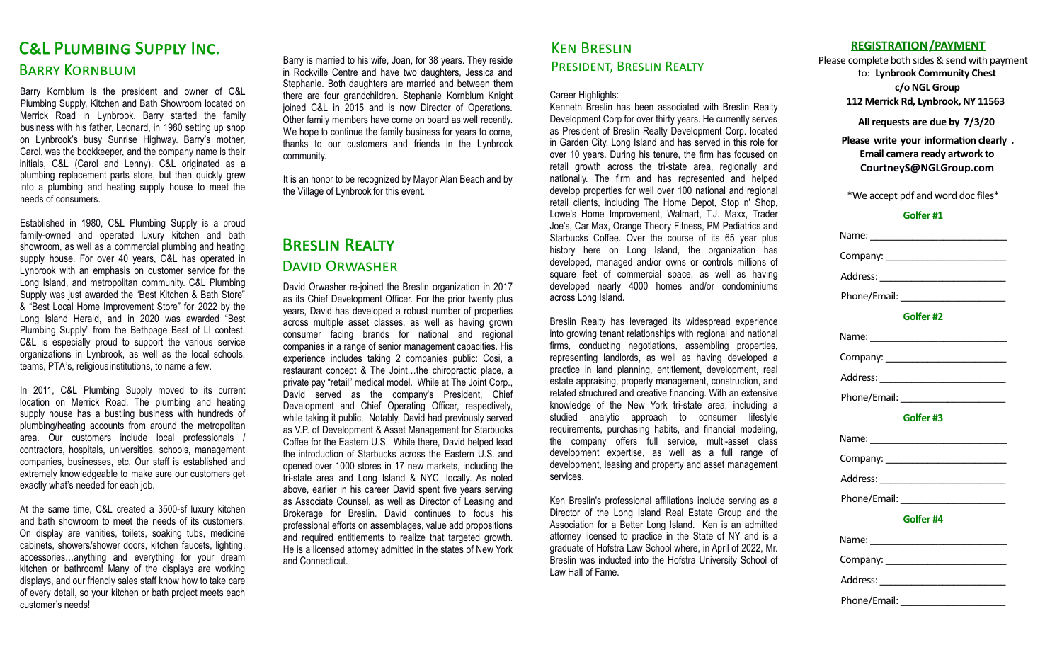## C&L Plumbing Supply Inc.

### Barry Kornblum

Barry Kornblum is the president and owner of C&L Plumbing Supply, Kitchen and Bath Showroom located on Merrick Road in Lynbrook. Barry started the family business with his father, Leonard, in 1980 setting up shop on Lynbrook's busy Sunrise Highway. Barry's mother, Carol, was the bookkeeper, and the company name is their initials, C&L (Carol and Lenny). C&L originated as a plumbing replacement parts store, but then quickly grew into a plumbing and heating supply house to meet the needs of consumers.

Established in 1980, C&L Plumbing Supply is a proud family-owned and operated luxury kitchen and bath showroom, as well as a commercial plumbing and heating supply house. For over 40 years, C&L has operated in Lynbrook with an emphasis on customer service for the Long Island, and metropolitan community. C&L Plumbing Supply was just awarded the "Best Kitchen & Bath Store" & "Best Local Home Improvement Store" for 2022 by the Long Island Herald, and in 2020 was awarded "Best Plumbing Supply" from the Bethpage Best of LI contest. C&L is especially proud to support the various service organizations in Lynbrook, as well as the local schools, teams, PTA's, religious institutions, to name a few.

In 2011, C&L Plumbing Supply moved to its current location on Merrick Road. The plumbing and heating supply house has a bustling business with hundreds of plumbing/heating accounts from around the metropolitan area. Our customers include local professionals / contractors, hospitals, universities, schools, management companies, businesses, etc. Our staff is established and extremely knowledgeable to make sure our customers get exactly what's needed for each job.

At the same time, C&L created a 3500-sf luxury kitchen and bath showroom to meet the needs of its customers. On display are vanities, toilets, soaking tubs, medicine cabinets, showers/shower doors, kitchen faucets, lighting, accessories…anything and everything for your dream kitchen or bathroom! Many of the displays are working displays, and our friendly sales staff know how to take care of every detail, so your kitchen or bath project meets each customer's needs!

Barry is married to his wife, Joan, for 38 years. They reside in Rockville Centre and have two daughters, Jessica and Stephanie. Both daughters are married and between them there are four grandchildren. Stephanie Kornblum Knight joined C&L in 2015 and is now Director of Operations. Other family members have come on board as well recently. We hope to continue the family business for years to come, thanks to our customers and friends in the Lynbrook community.

It is an honor to be recognized by Mayor Alan Beach and by the Village of Lynbrook for this event.

## Breslin Realty

### David Orwasher

David Orwasher re-joined the Breslin organization in 2017 as its Chief Development Officer. For the prior twenty plus years, David has developed a robust number of properties across multiple asset classes, as well as having grown consumer facing brands for national and regional companies in a range of senior management capacities. His experience includes taking 2 companies public: Cosi, a restaurant concept & The Joint…the chiropractic place, a private pay "retail" medical model. While at The Joint Corp., David served as the company's President, Chief Development and Chief Operating Officer, respectively, while taking it public. Notably, David had previously served as V.P. of Development & Asset Management for Starbucks Coffee for the Eastern U.S. While there, David helped lead the introduction of Starbucks across the Eastern U.S. and opened over 1000 stores in 17 new markets, including the tri-state area and Long Island & NYC, locally. As noted above, earlier in his career David spent five years serving as Associate Counsel, as well as Director of Leasing and Brokerage for Breslin. David continues to focus his professional efforts on assemblages, value add propositions and required entitlements to realize that targeted growth. He is a licensed attorney admitted in the states of New York and Connecticut.

## Ken Breslin

### President, Breslin Realty

Career Highlights:

Kenneth Breslin has been associated with Breslin Realty Development Corp for over thirty years. He currently serves as President of Breslin Realty Development Corp. located in Garden City, Long Island and has served in this role for over 10 years. During his tenure, the firm has focused on retail growth across the tri-state area, regionally and nationally. The firm and has represented and helped develop properties for well over 100 national and regional retail clients, including The Home Depot, Stop n' Shop, Lowe's Home Improvement, Walmart, T.J. Maxx, Trader Joe's, Car Max, Orange Theory Fitness, PM Pediatrics and Starbucks Coffee. Over the course of its 65 year plus history here on Long Island, the organization has developed, managed and/or owns or controls millions of square feet of commercial space, as well as having developed nearly 4000 homes and/or condominiums across Long Island.

Breslin Realty has leveraged its widespread experience into growing tenant relationships with regional and national firms, conducting negotiations, assembling properties, representing landlords, as well as having developed a practice in land planning, entitlement, development, real estate appraising, property management, construction, and related structured and creative financing. With an extensive knowledge of the New York tri-state area, including a studied analytic approach to consumer lifestyle requirements, purchasing habits, and financial modeling, the company offers full service, multi-asset class development expertise, as well as a full range of development, leasing and property and asset management services.

Ken Breslin's professional affiliations include serving as a Director of the Long Island Real Estate Group and the Association for a Better Long Island. Ken is an admitted attorney licensed to practice in the State of NY and is a graduate of Hofstra Law School where, in April of 2022, Mr. Breslin was inducted into the Hofstra University School of Law Hall of Fame.

## REGISTRATION/PAYMENT

Please complete both sides & send with payment to: **Lynbrook Community Chest**
**c/o NGL Group**
**112 Merrick Rd, Lynbrook, NY 11563**

**All requests are due by 7/3/20**

**Please write your information clearly . Email camera ready artwork to CourtneyS@NGLGroup.com**

*We accept pdf and word doc files*

**Golfer #1**

Name: ______________________

Company: ______________________

Address: ______________________

Phone/Email: ______________________

**Golfer #2**

Name: ______________________

Company: ______________________

Address: ______________________

Phone/Email: ______________________

**Golfer #3**

Name: ______________________

Company: ______________________

Address: ______________________

Phone/Email: ______________________

**Golfer #4**

Name: ______________________

Company: ______________________

Address: ______________________

Phone/Email: ______________________